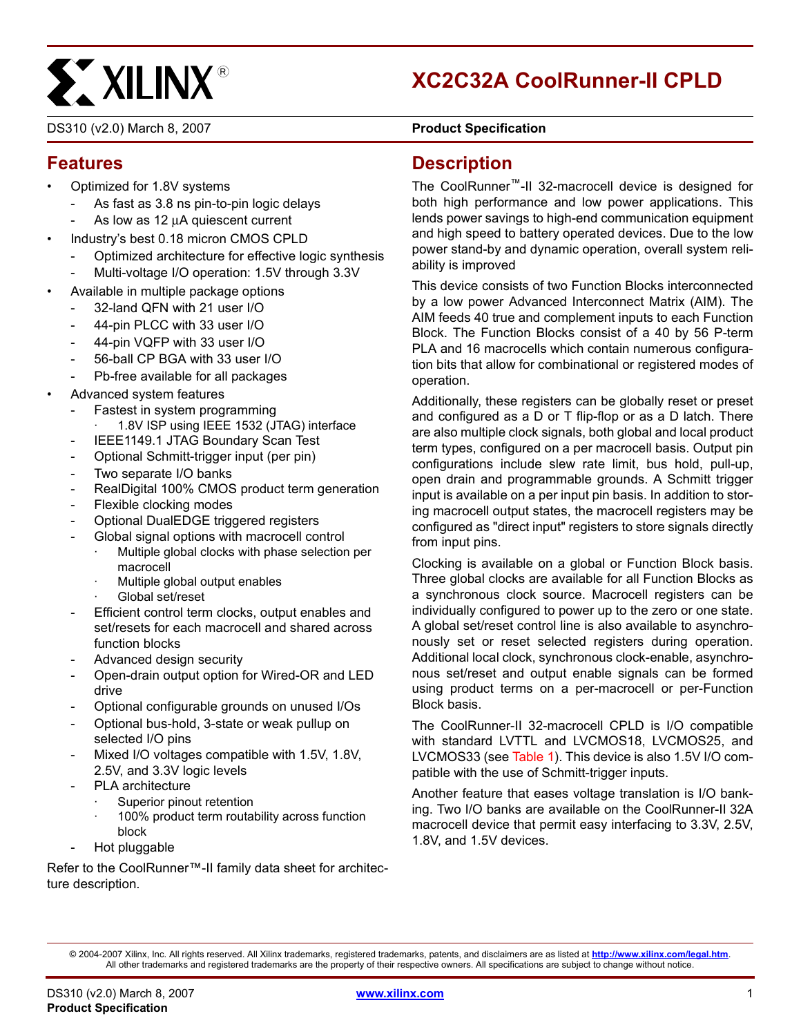# XC2C32A CoolRunner-II CPLD

DS310 (v2.0) March 8, 2007 **Product Specification**

## Features

- Optimized for 1.8V systems
  - As fast as 3.8 ns pin-to-pin logic delays
  - As low as 12 μA quiescent current
- Industry's best 0.18 micron CMOS CPLD
  - Optimized architecture for effective logic synthesis
  - Multi-voltage I/O operation: 1.5V through 3.3V
- Available in multiple package options
  - 32-land QFN with 21 user I/O
  - 44-pin PLCC with 33 user I/O
  - 44-pin VQFP with 33 user I/O
  - 56-ball CP BGA with 33 user I/O
  - Pb-free available for all packages
- Advanced system features
  - Fastest in system programming
    - 1.8V ISP using IEEE 1532 (JTAG) interface
  - IEEE1149.1 JTAG Boundary Scan Test
  - Optional Schmitt-trigger input (per pin)
  - Two separate I/O banks
  - RealDigital 100% CMOS product term generation
  - Flexible clocking modes
  - Optional DualEDGE triggered registers
  - Global signal options with macrocell control
    - Multiple global clocks with phase selection per macrocell
    - Multiple global output enables
    - Global set/reset
  - Efficient control term clocks, output enables and set/resets for each macrocell and shared across function blocks
  - Advanced design security
  - Open-drain output option for Wired-OR and LED drive
  - Optional configurable grounds on unused I/Os
  - Optional bus-hold, 3-state or weak pullup on selected I/O pins
  - Mixed I/O voltages compatible with 1.5V, 1.8V, 2.5V, and 3.3V logic levels
  - PLA architecture
    - Superior pinout retention
    - 100% product term routability across function block
  - Hot pluggable

Refer to the CoolRunner™-II family data sheet for architecture description.

## Description

The CoolRunner™-II 32-macrocell device is designed for both high performance and low power applications. This lends power savings to high-end communication equipment and high speed to battery operated devices. Due to the low power stand-by and dynamic operation, overall system reliability is improved

This device consists of two Function Blocks interconnected by a low power Advanced Interconnect Matrix (AIM). The AIM feeds 40 true and complement inputs to each Function Block. The Function Blocks consist of a 40 by 56 P-term PLA and 16 macrocells which contain numerous configuration bits that allow for combinational or registered modes of operation.

Additionally, these registers can be globally reset or preset and configured as a D or T flip-flop or as a D latch. There are also multiple clock signals, both global and local product term types, configured on a per macrocell basis. Output pin configurations include slew rate limit, bus hold, pull-up, open drain and programmable grounds. A Schmitt trigger input is available on a per input pin basis. In addition to storing macrocell output states, the macrocell registers may be configured as "direct input" registers to store signals directly from input pins.

Clocking is available on a global or Function Block basis. Three global clocks are available for all Function Blocks as a synchronous clock source. Macrocell registers can be individually configured to power up to the zero or one state. A global set/reset control line is also available to asynchronously set or reset selected registers during operation. Additional local clock, synchronous clock-enable, asynchronous set/reset and output enable signals can be formed using product terms on a per-macrocell or per-Function Block basis.

The CoolRunner-II 32-macrocell CPLD is I/O compatible with standard LVTTL and LVCMOS18, LVCMOS25, and LVCMOS33 (see Table 1). This device is also 1.5V I/O compatible with the use of Schmitt-trigger inputs.

Another feature that eases voltage translation is I/O banking. Two I/O banks are available on the CoolRunner-II 32A macrocell device that permit easy interfacing to 3.3V, 2.5V, 1.8V, and 1.5V devices.

© 2004-2007 Xilinx, Inc. All rights reserved. All Xilinx trademarks, registered trademarks, patents, and disclaimers are as listed at http://www.xilinx.com/legal.htm. All other trademarks and registered trademarks are the property of their respective owners. All specifications are subject to change without notice.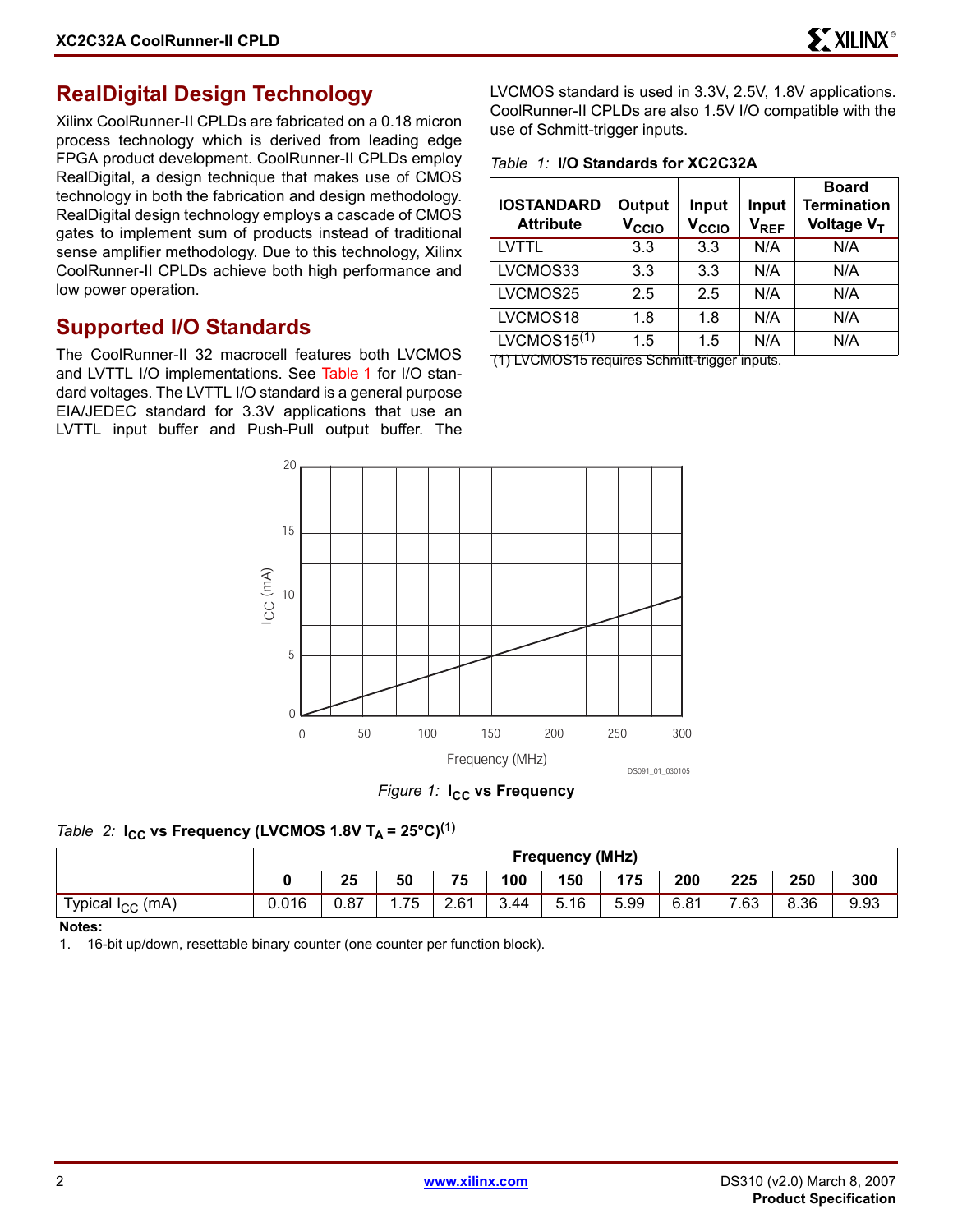## RealDigital Design Technology

Xilinx CoolRunner-II CPLDs are fabricated on a 0.18 micron process technology which is derived from leading edge FPGA product development. CoolRunner-II CPLDs employ RealDigital, a design technique that makes use of CMOS technology in both the fabrication and design methodology. RealDigital design technology employs a cascade of CMOS gates to implement sum of products instead of traditional sense amplifier methodology. Due to this technology, Xilinx CoolRunner-II CPLDs achieve both high performance and low power operation.

## Supported I/O Standards

The CoolRunner-II 32 macrocell features both LVCMOS and LVTTL I/O implementations. See Table 1 for I/O standard voltages. The LVTTL I/O standard is a general purpose EIA/JEDEC standard for 3.3V applications that use an LVTTL input buffer and Push-Pull output buffer. The LVCMOS standard is used in 3.3V, 2.5V, 1.8V applications. CoolRunner-II CPLDs are also 1.5V I/O compatible with the use of Schmitt-trigger inputs.

*Table 1:* **I/O Standards for XC2C32A**

| IOSTANDARD Attribute | Output $V_{CCIO}$ | Input $V_{CCIO}$ | Input $V_{REF}$ | Board Termination Voltage $V_T$ |
|---|---|---|---|---|
| LVTTL | 3.3 | 3.3 | N/A | N/A |
| LVCMOS33 | 3.3 | 3.3 | N/A | N/A |
| LVCMOS25 | 2.5 | 2.5 | N/A | N/A |
| LVCMOS18 | 1.8 | 1.8 | N/A | N/A |
| LVCMOS15(1) | 1.5 | 1.5 | N/A | N/A |

(1) LVCMOS15 requires Schmitt-trigger inputs.

*Figure 1:* **$I_{CC}$ vs Frequency**

*Table 2:* **$I_{CC}$ vs Frequency (LVCMOS 1.8V $T_A$ = 25°C)(1)**

| | Frequency (MHz) | | | | | | | | | | |
|---|---|---|---|---|---|---|---|---|---|---|---|
| | **0** | **25** | **50** | **75** | **100** | **150** | **175** | **200** | **225** | **250** | **300** |
| Typical $I_{CC}$ (mA) | 0.016 | 0.87 | 1.75 | 2.61 | 3.44 | 5.16 | 5.99 | 6.81 | 7.63 | 8.36 | 9.93 |

**Notes:**

1. 16-bit up/down, resettable binary counter (one counter per function block).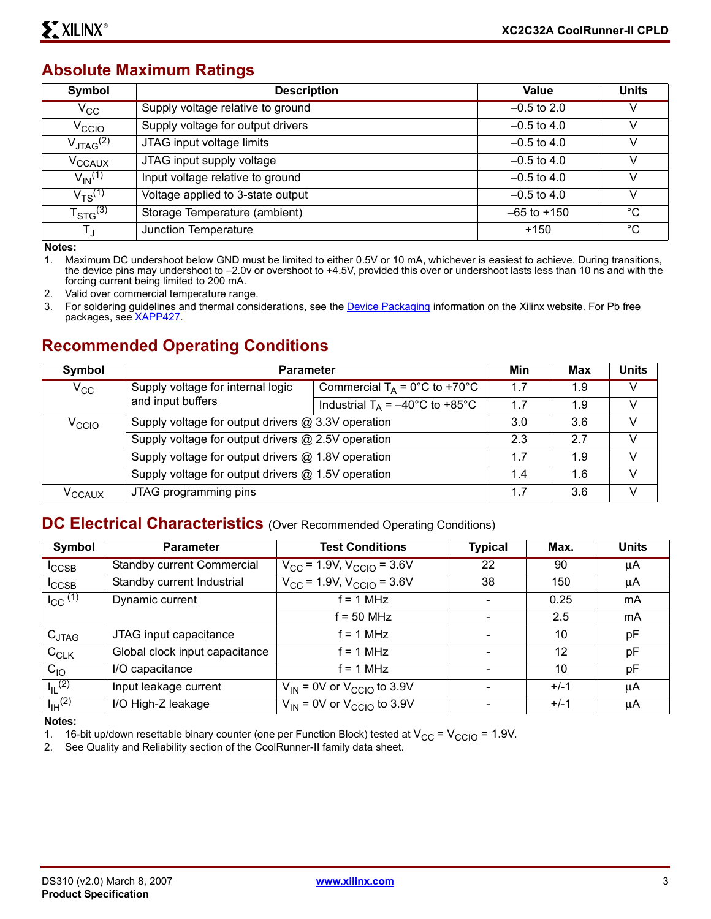## Absolute Maximum Ratings

| Symbol | Description | Value | Units |
|---|---|---|---|
| $V_{CC}$ | Supply voltage relative to ground | –0.5 to 2.0 | V |
| $V_{CCIO}$ | Supply voltage for output drivers | –0.5 to 4.0 | V |
| $V_{JTAG}$[2] | JTAG input voltage limits | –0.5 to 4.0 | V |
| $V_{CCAUX}$ | JTAG input supply voltage | –0.5 to 4.0 | V |
| $V_{IN}$[1] | Input voltage relative to ground | –0.5 to 4.0 | V |
| $V_{TS}$[1] | Voltage applied to 3-state output | –0.5 to 4.0 | V |
| $T_{STG}$[3] | Storage Temperature (ambient) | –65 to +150 | °C |
| $T_J$ | Junction Temperature | +150 | °C |

**Notes:**

1. Maximum DC undershoot below GND must be limited to either 0.5V or 10 mA, whichever is easiest to achieve. During transitions, the device pins may undershoot to –2.0v or overshoot to +4.5V, provided this over or undershoot lasts less than 10 ns and with the forcing current being limited to 200 mA.
2. Valid over commercial temperature range.
3. For soldering guidelines and thermal considerations, see the Device Packaging information on the Xilinx website. For Pb free packages, see XAPP427.

## Recommended Operating Conditions

| Symbol | Parameter | | Min | Max | Units |
|---|---|---|---|---|---|
| $V_{CC}$ | Supply voltage for internal logic and input buffers | Commercial $T_A$ = 0°C to +70°C | 1.7 | 1.9 | V |
| | | Industrial $T_A$ = –40°C to +85°C | 1.7 | 1.9 | V |
| $V_{CCIO}$ | Supply voltage for output drivers @ 3.3V operation | | 3.0 | 3.6 | V |
| | Supply voltage for output drivers @ 2.5V operation | | 2.3 | 2.7 | V |
| | Supply voltage for output drivers @ 1.8V operation | | 1.7 | 1.9 | V |
| | Supply voltage for output drivers @ 1.5V operation | | 1.4 | 1.6 | V |
| $V_{CCAUX}$ | JTAG programming pins | | 1.7 | 3.6 | V |

## DC Electrical Characteristics (Over Recommended Operating Conditions)

| Symbol | Parameter | Test Conditions | Typical | Max. | Units |
|---|---|---|---|---|---|
| $I_{CCSB}$ | Standby current Commercial | $V_{CC}$ = 1.9V, $V_{CCIO}$ = 3.6V | 22 | 90 | µA |
| $I_{CCSB}$ | Standby current Industrial | $V_{CC}$ = 1.9V, $V_{CCIO}$ = 3.6V | 38 | 150 | µA |
| $I_{CC}$[1] | Dynamic current | f = 1 MHz | - | 0.25 | mA |
| | | f = 50 MHz | - | 2.5 | mA |
| $C_{JTAG}$ | JTAG input capacitance | f = 1 MHz | - | 10 | pF |
| $C_{CLK}$ | Global clock input capacitance | f = 1 MHz | - | 12 | pF |
| $C_{IO}$ | I/O capacitance | f = 1 MHz | - | 10 | pF |
| $I_{IL}$[2] | Input leakage current | $V_{IN}$ = 0V or $V_{CCIO}$ to 3.9V | - | +/-1 | µA |
| $I_{IH}$[2] | I/O High-Z leakage | $V_{IN}$ = 0V or $V_{CCIO}$ to 3.9V | - | +/-1 | µA |

**Notes:**

1. 16-bit up/down resettable binary counter (one per Function Block) tested at $V_{CC}$ = $V_{CCIO}$ = 1.9V.
2. See Quality and Reliability section of the CoolRunner-II family data sheet.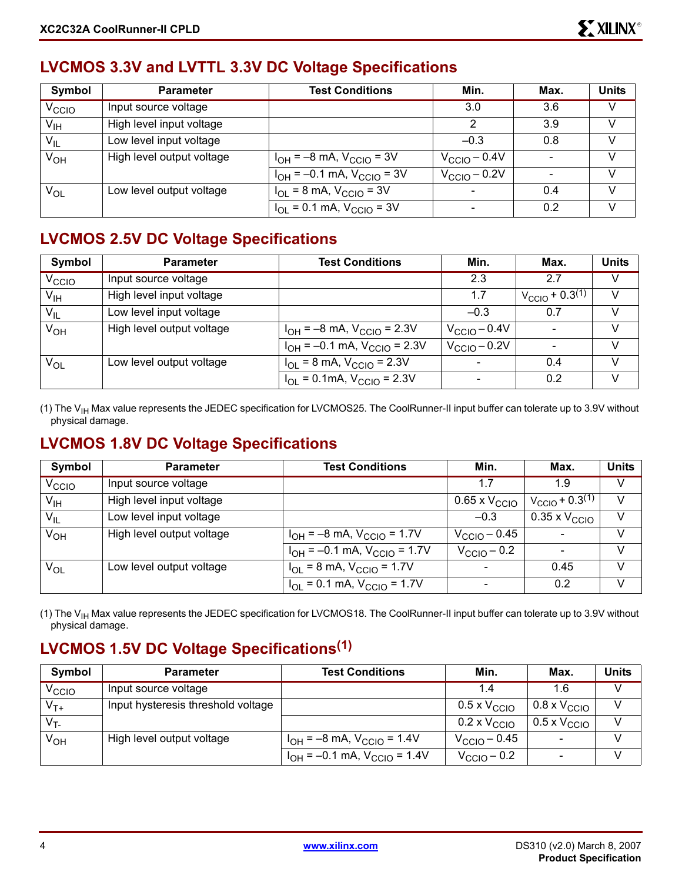## LVCMOS 3.3V and LVTTL 3.3V DC Voltage Specifications

| Symbol | Parameter | Test Conditions | Min. | Max. | Units |
|---|---|---|---|---|---|
| $V_{CCIO}$ | Input source voltage | | 3.0 | 3.6 | V |
| $V_{IH}$ | High level input voltage | | 2 | 3.9 | V |
| $V_{IL}$ | Low level input voltage | | –0.3 | 0.8 | V |
| $V_{OH}$ | High level output voltage | $I_{OH}$ = –8 mA, $V_{CCIO}$ = 3V | $V_{CCIO}$ – 0.4V | - | V |
| | | $I_{OH}$ = –0.1 mA, $V_{CCIO}$ = 3V | $V_{CCIO}$ – 0.2V | - | V |
| $V_{OL}$ | Low level output voltage | $I_{OL}$ = 8 mA, $V_{CCIO}$ = 3V | - | 0.4 | V |
| | | $I_{OL}$ = 0.1 mA, $V_{CCIO}$ = 3V | - | 0.2 | V |

## LVCMOS 2.5V DC Voltage Specifications

| Symbol | Parameter | Test Conditions | Min. | Max. | Units |
|---|---|---|---|---|---|
| $V_{CCIO}$ | Input source voltage | | 2.3 | 2.7 | V |
| $V_{IH}$ | High level input voltage | | 1.7 | $V_{CCIO}$ + 0.3[(1)] | V |
| $V_{IL}$ | Low level input voltage | | –0.3 | 0.7 | V |
| $V_{OH}$ | High level output voltage | $I_{OH}$ = –8 mA, $V_{CCIO}$ = 2.3V | $V_{CCIO}$ – 0.4V | - | V |
| | | $I_{OH}$ = –0.1 mA, $V_{CCIO}$ = 2.3V | $V_{CCIO}$ – 0.2V | - | V |
| $V_{OL}$ | Low level output voltage | $I_{OL}$ = 8 mA, $V_{CCIO}$ = 2.3V | - | 0.4 | V |
| | | $I_{OL}$ = 0.1mA, $V_{CCIO}$ = 2.3V | - | 0.2 | V |

(1) The $V_{IH}$ Max value represents the JEDEC specification for LVCMOS25. The CoolRunner-II input buffer can tolerate up to 3.9V without physical damage.

## LVCMOS 1.8V DC Voltage Specifications

| Symbol | Parameter | Test Conditions | Min. | Max. | Units |
|---|---|---|---|---|---|
| $V_{CCIO}$ | Input source voltage | | 1.7 | 1.9 | V |
| $V_{IH}$ | High level input voltage | | 0.65 x $V_{CCIO}$ | $V_{CCIO}$ + 0.3[(1)] | V |
| $V_{IL}$ | Low level input voltage | | –0.3 | 0.35 x $V_{CCIO}$ | V |
| $V_{OH}$ | High level output voltage | $I_{OH}$ = –8 mA, $V_{CCIO}$ = 1.7V | $V_{CCIO}$ – 0.45 | - | V |
| | | $I_{OH}$ = –0.1 mA, $V_{CCIO}$ = 1.7V | $V_{CCIO}$ – 0.2 | - | V |
| $V_{OL}$ | Low level output voltage | $I_{OL}$ = 8 mA, $V_{CCIO}$ = 1.7V | - | 0.45 | V |
| | | $I_{OL}$ = 0.1 mA, $V_{CCIO}$ = 1.7V | - | 0.2 | V |

(1) The $V_{IH}$ Max value represents the JEDEC specification for LVCMOS18. The CoolRunner-II input buffer can tolerate up to 3.9V without physical damage.

## LVCMOS 1.5V DC Voltage Specifications[(1)]

| Symbol | Parameter | Test Conditions | Min. | Max. | Units |
|---|---|---|---|---|---|
| $V_{CCIO}$ | Input source voltage | | 1.4 | 1.6 | V |
| $V_{T+}$ | Input hysteresis threshold voltage | | 0.5 x $V_{CCIO}$ | 0.8 x $V_{CCIO}$ | V |
| $V_{T-}$ | | | 0.2 x $V_{CCIO}$ | 0.5 x $V_{CCIO}$ | V |
| $V_{OH}$ | High level output voltage | $I_{OH}$ = –8 mA, $V_{CCIO}$ = 1.4V | $V_{CCIO}$ – 0.45 | - | V |
| | | $I_{OH}$ = –0.1 mA, $V_{CCIO}$ = 1.4V | $V_{CCIO}$ – 0.2 | - | V |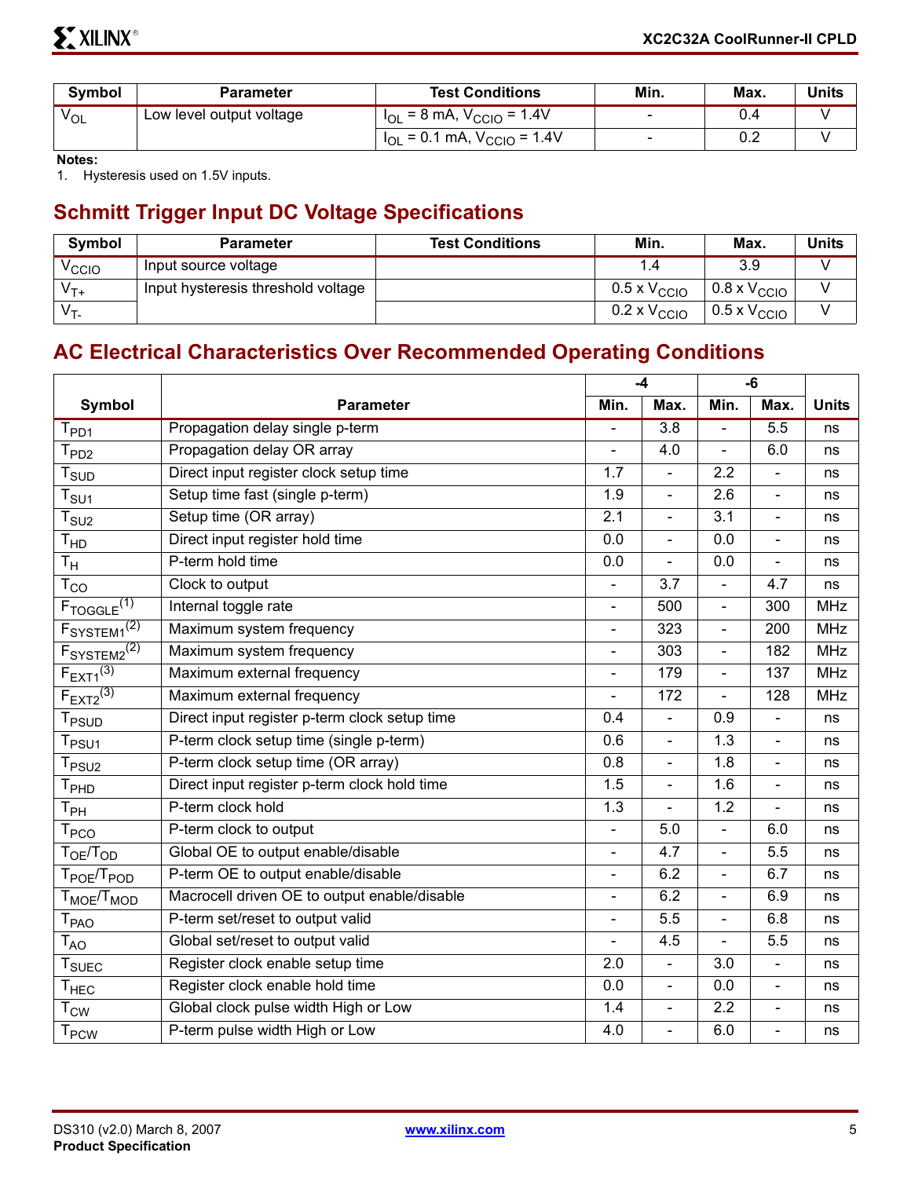| Symbol | Parameter | Test Conditions | Min. | Max. | Units |
|---|---|---|---|---|---|
| $V_{OL}$ | Low level output voltage | $I_{OL}$ = 8 mA, $V_{CCIO}$ = 1.4V | - | 0.4 | V |
| | | $I_{OL}$ = 0.1 mA, $V_{CCIO}$ = 1.4V | - | 0.2 | V |

**Notes:**
1. Hysteresis used on 1.5V inputs.

## Schmitt Trigger Input DC Voltage Specifications

| Symbol | Parameter | Test Conditions | Min. | Max. | Units |
|---|---|---|---|---|---|
| $V_{CCIO}$ | Input source voltage | | 1.4 | 3.9 | V |
| $V_{T+}$ | Input hysteresis threshold voltage | | 0.5 x $V_{CCIO}$ | 0.8 x $V_{CCIO}$ | V |
| $V_{T-}$ | | | 0.2 x $V_{CCIO}$ | 0.5 x $V_{CCIO}$ | V |

## AC Electrical Characteristics Over Recommended Operating Conditions

| Symbol | Parameter | -4 | | -6 | | Units |
|---|---|---|---|---|---|---|
| | | Min. | Max. | Min. | Max. | |
| $T_{PD1}$ | Propagation delay single p-term | - | 3.8 | - | 5.5 | ns |
| $T_{PD2}$ | Propagation delay OR array | - | 4.0 | - | 6.0 | ns |
| $T_{SUD}$ | Direct input register clock setup time | 1.7 | - | 2.2 | - | ns |
| $T_{SU1}$ | Setup time fast (single p-term) | 1.9 | - | 2.6 | - | ns |
| $T_{SU2}$ | Setup time (OR array) | 2.1 | - | 3.1 | - | ns |
| $T_{HD}$ | Direct input register hold time | 0.0 | - | 0.0 | - | ns |
| $T_H$ | P-term hold time | 0.0 | - | 0.0 | - | ns |
| $T_{CO}$ | Clock to output | - | 3.7 | - | 4.7 | ns |
| $F_{TOGGLE}$(1) | Internal toggle rate | - | 500 | - | 300 | MHz |
| $F_{SYSTEM1}$(2) | Maximum system frequency | - | 323 | - | 200 | MHz |
| $F_{SYSTEM2}$(2) | Maximum system frequency | - | 303 | - | 182 | MHz |
| $F_{EXT1}$(3) | Maximum external frequency | - | 179 | - | 137 | MHz |
| $F_{EXT2}$(3) | Maximum external frequency | - | 172 | - | 128 | MHz |
| $T_{PSUD}$ | Direct input register p-term clock setup time | 0.4 | - | 0.9 | - | ns |
| $T_{PSU1}$ | P-term clock setup time (single p-term) | 0.6 | - | 1.3 | - | ns |
| $T_{PSU2}$ | P-term clock setup time (OR array) | 0.8 | - | 1.8 | - | ns |
| $T_{PHD}$ | Direct input register p-term clock hold time | 1.5 | - | 1.6 | - | ns |
| $T_{PH}$ | P-term clock hold | 1.3 | - | 1.2 | - | ns |
| $T_{PCO}$ | P-term clock to output | - | 5.0 | - | 6.0 | ns |
| $T_{OE}/T_{OD}$ | Global OE to output enable/disable | - | 4.7 | - | 5.5 | ns |
| $T_{POE}/T_{POD}$ | P-term OE to output enable/disable | - | 6.2 | - | 6.7 | ns |
| $T_{MOE}/T_{MOD}$ | Macrocell driven OE to output enable/disable | - | 6.2 | - | 6.9 | ns |
| $T_{PAO}$ | P-term set/reset to output valid | - | 5.5 | - | 6.8 | ns |
| $T_{AO}$ | Global set/reset to output valid | - | 4.5 | - | 5.5 | ns |
| $T_{SUEC}$ | Register clock enable setup time | 2.0 | - | 3.0 | - | ns |
| $T_{HEC}$ | Register clock enable hold time | 0.0 | - | 0.0 | - | ns |
| $T_{CW}$ | Global clock pulse width High or Low | 1.4 | - | 2.2 | - | ns |
| $T_{PCW}$ | P-term pulse width High or Low | 4.0 | - | 6.0 | - | ns |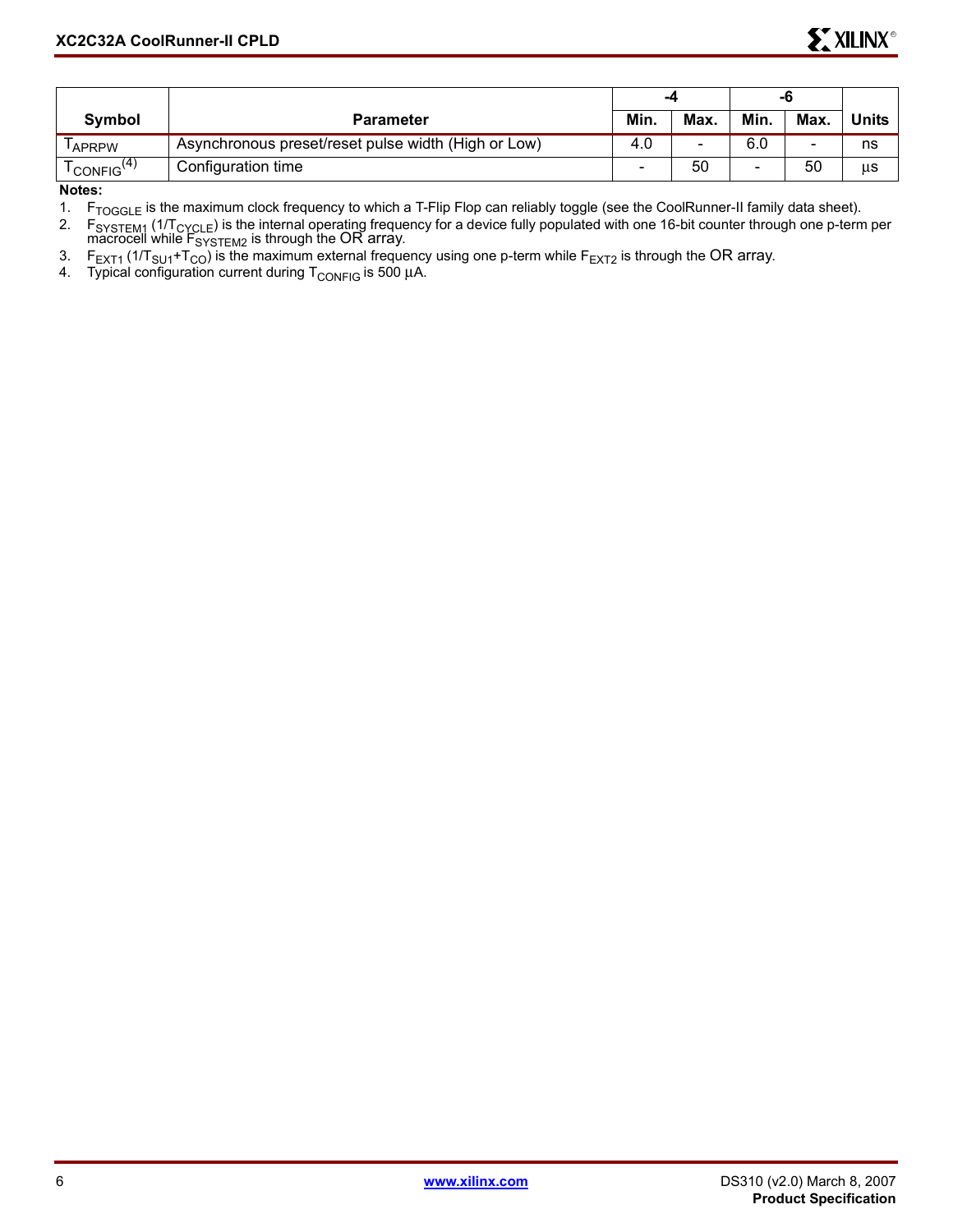| Symbol | Parameter | -4 | | -6 | | Units |
|---|---|---|---|---|---|---|
| | | Min. | Max. | Min. | Max. | |
| $T_{APRPW}$ | Asynchronous preset/reset pulse width (High or Low) | 4.0 | - | 6.0 | - | ns |
| $T_{CONFIG}$[4] | Configuration time | - | 50 | - | 50 | µs |

**Notes:**

1. $F_{TOGGLE}$ is the maximum clock frequency to which a T-Flip Flop can reliably toggle (see the CoolRunner-II family data sheet).
2. $F_{SYSTEM1}$ ($1/T_{CYCLE}$) is the internal operating frequency for a device fully populated with one 16-bit counter through one p-term per macrocell while $F_{SYSTEM2}$ is through the OR array.
3. $F_{EXT1}$ ($1/T_{SU1}+T_{CO}$) is the maximum external frequency using one p-term while $F_{EXT2}$ is through the OR array.
4. Typical configuration current during $T_{CONFIG}$ is 500 µA.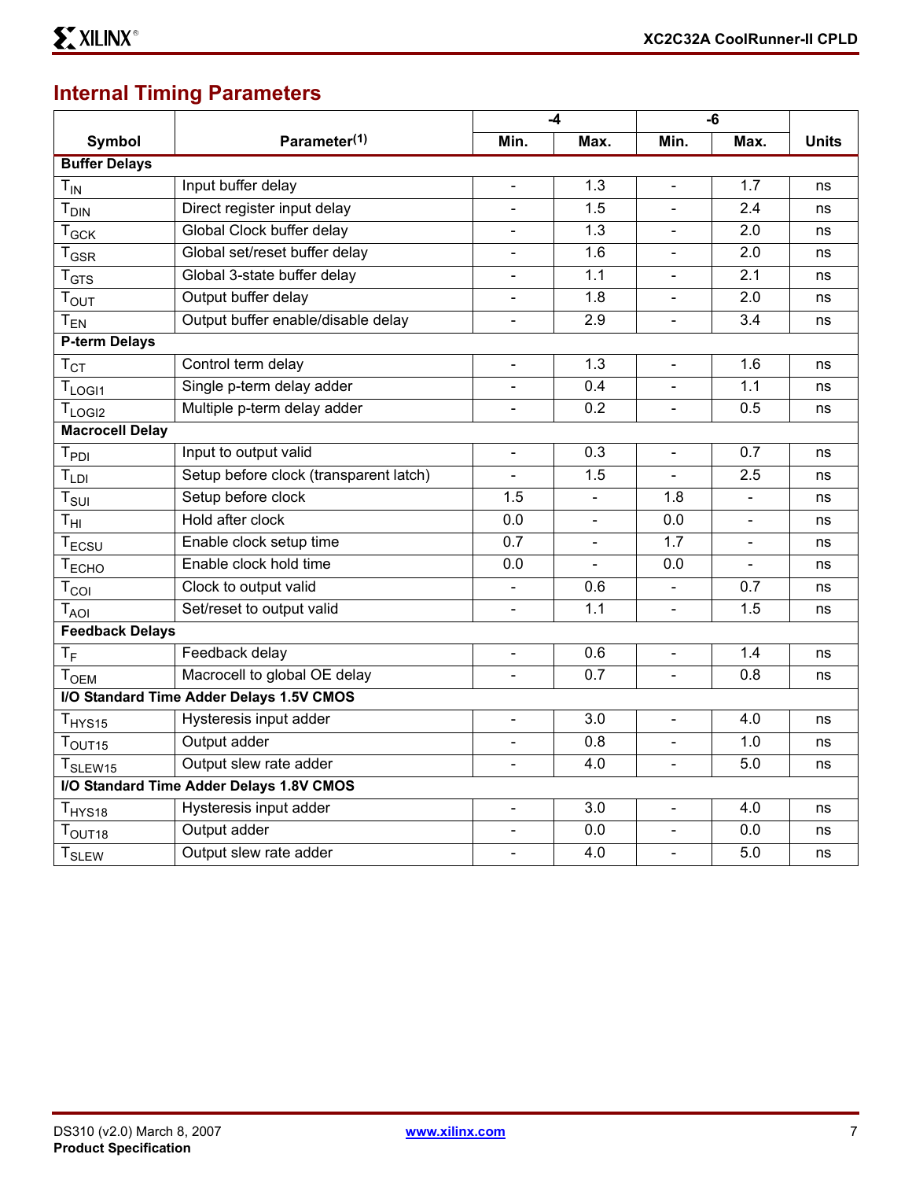## Internal Timing Parameters

| Symbol | Parameter[1] | -4 | | -6 | | Units |
|---|---|---|---|---|---|---|
| | | Min. | Max. | Min. | Max. | |
| **Buffer Delays** | | | | | | |
| $T_{IN}$ | Input buffer delay | - | 1.3 | - | 1.7 | ns |
| $T_{DIN}$ | Direct register input delay | - | 1.5 | - | 2.4 | ns |
| $T_{GCK}$ | Global Clock buffer delay | - | 1.3 | - | 2.0 | ns |
| $T_{GSR}$ | Global set/reset buffer delay | - | 1.6 | - | 2.0 | ns |
| $T_{GTS}$ | Global 3-state buffer delay | - | 1.1 | - | 2.1 | ns |
| $T_{OUT}$ | Output buffer delay | - | 1.8 | - | 2.0 | ns |
| $T_{EN}$ | Output buffer enable/disable delay | - | 2.9 | - | 3.4 | ns |
| **P-term Delays** | | | | | | |
| $T_{CT}$ | Control term delay | - | 1.3 | - | 1.6 | ns |
| $T_{LOGI1}$ | Single p-term delay adder | - | 0.4 | - | 1.1 | ns |
| $T_{LOGI2}$ | Multiple p-term delay adder | - | 0.2 | - | 0.5 | ns |
| **Macrocell Delay** | | | | | | |
| $T_{PDI}$ | Input to output valid | - | 0.3 | - | 0.7 | ns |
| $T_{LDI}$ | Setup before clock (transparent latch) | - | 1.5 | - | 2.5 | ns |
| $T_{SUI}$ | Setup before clock | 1.5 | - | 1.8 | - | ns |
| $T_{HI}$ | Hold after clock | 0.0 | - | 0.0 | - | ns |
| $T_{ECSU}$ | Enable clock setup time | 0.7 | - | 1.7 | - | ns |
| $T_{ECHO}$ | Enable clock hold time | 0.0 | - | 0.0 | - | ns |
| $T_{COI}$ | Clock to output valid | - | 0.6 | - | 0.7 | ns |
| $T_{AOI}$ | Set/reset to output valid | - | 1.1 | - | 1.5 | ns |
| **Feedback Delays** | | | | | | |
| $T_{F}$ | Feedback delay | - | 0.6 | - | 1.4 | ns |
| $T_{OEM}$ | Macrocell to global OE delay | - | 0.7 | - | 0.8 | ns |
| **I/O Standard Time Adder Delays 1.5V CMOS** | | | | | | |
| $T_{HYS15}$ | Hysteresis input adder | - | 3.0 | - | 4.0 | ns |
| $T_{OUT15}$ | Output adder | - | 0.8 | - | 1.0 | ns |
| $T_{SLEW15}$ | Output slew rate adder | - | 4.0 | - | 5.0 | ns |
| **I/O Standard Time Adder Delays 1.8V CMOS** | | | | | | |
| $T_{HYS18}$ | Hysteresis input adder | - | 3.0 | - | 4.0 | ns |
| $T_{OUT18}$ | Output adder | - | 0.0 | - | 0.0 | ns |
| $T_{SLEW}$ | Output slew rate adder | - | 4.0 | - | 5.0 | ns |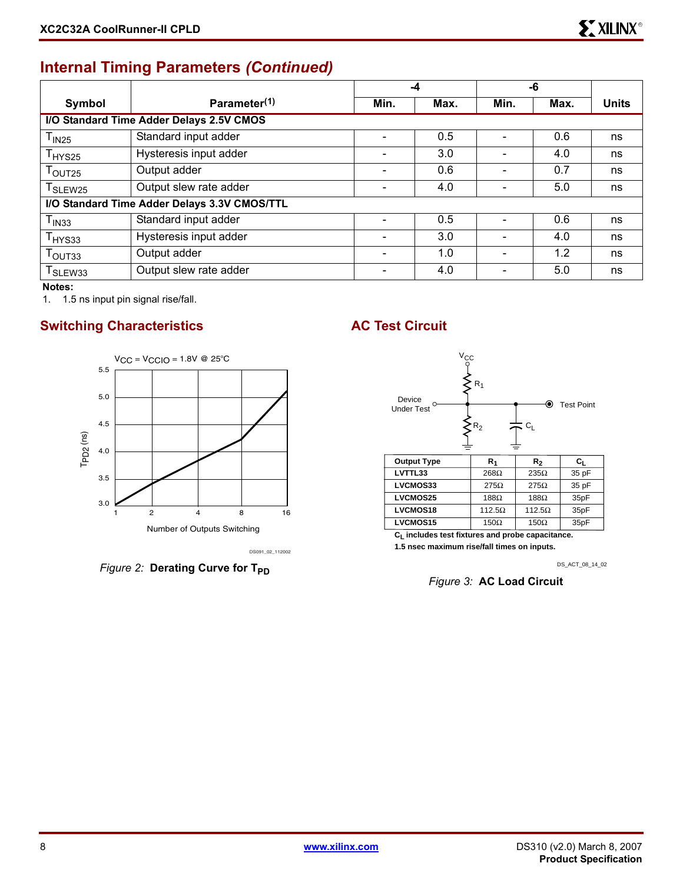## Internal Timing Parameters *(Continued)*

| Symbol | Parameter(1) | -4 | | -6 | | Units |
|---|---|---|---|---|---|---|
| | | Min. | Max. | Min. | Max. | |
| **I/O Standard Time Adder Delays 2.5V CMOS** | | | | | | |
| $T_{IN25}$ | Standard input adder | - | 0.5 | - | 0.6 | ns |
| $T_{HYS25}$ | Hysteresis input adder | - | 3.0 | - | 4.0 | ns |
| $T_{OUT25}$ | Output adder | - | 0.6 | - | 0.7 | ns |
| $T_{SLEW25}$ | Output slew rate adder | - | 4.0 | - | 5.0 | ns |
| **I/O Standard Time Adder Delays 3.3V CMOS/TTL** | | | | | | |
| $T_{IN33}$ | Standard input adder | - | 0.5 | - | 0.6 | ns |
| $T_{HYS33}$ | Hysteresis input adder | - | 3.0 | - | 4.0 | ns |
| $T_{OUT33}$ | Output adder | - | 1.0 | - | 1.2 | ns |
| $T_{SLEW33}$ | Output slew rate adder | - | 4.0 | - | 5.0 | ns |

**Notes:**

1. 1.5 ns input pin signal rise/fall.

## Switching Characteristics

*Figure 2:* **Derating Curve for $T_{PD}$**

## AC Test Circuit

| Output Type | $R_1$ | $R_2$ | $C_L$ |
|---|---|---|---|
| LVTTL33 | 268Ω | 235Ω | 35 pF |
| LVCMOS33 | 275Ω | 275Ω | 35 pF |
| LVCMOS25 | 188Ω | 188Ω | 35pF |
| LVCMOS18 | 112.5Ω | 112.5Ω | 35pF |
| LVCMOS15 | 150Ω | 150Ω | 35pF |

**$C_L$ includes test fixtures and probe capacitance.**
**1.5 nsec maximum rise/fall times on inputs.**

*Figure 3:* **AC Load Circuit**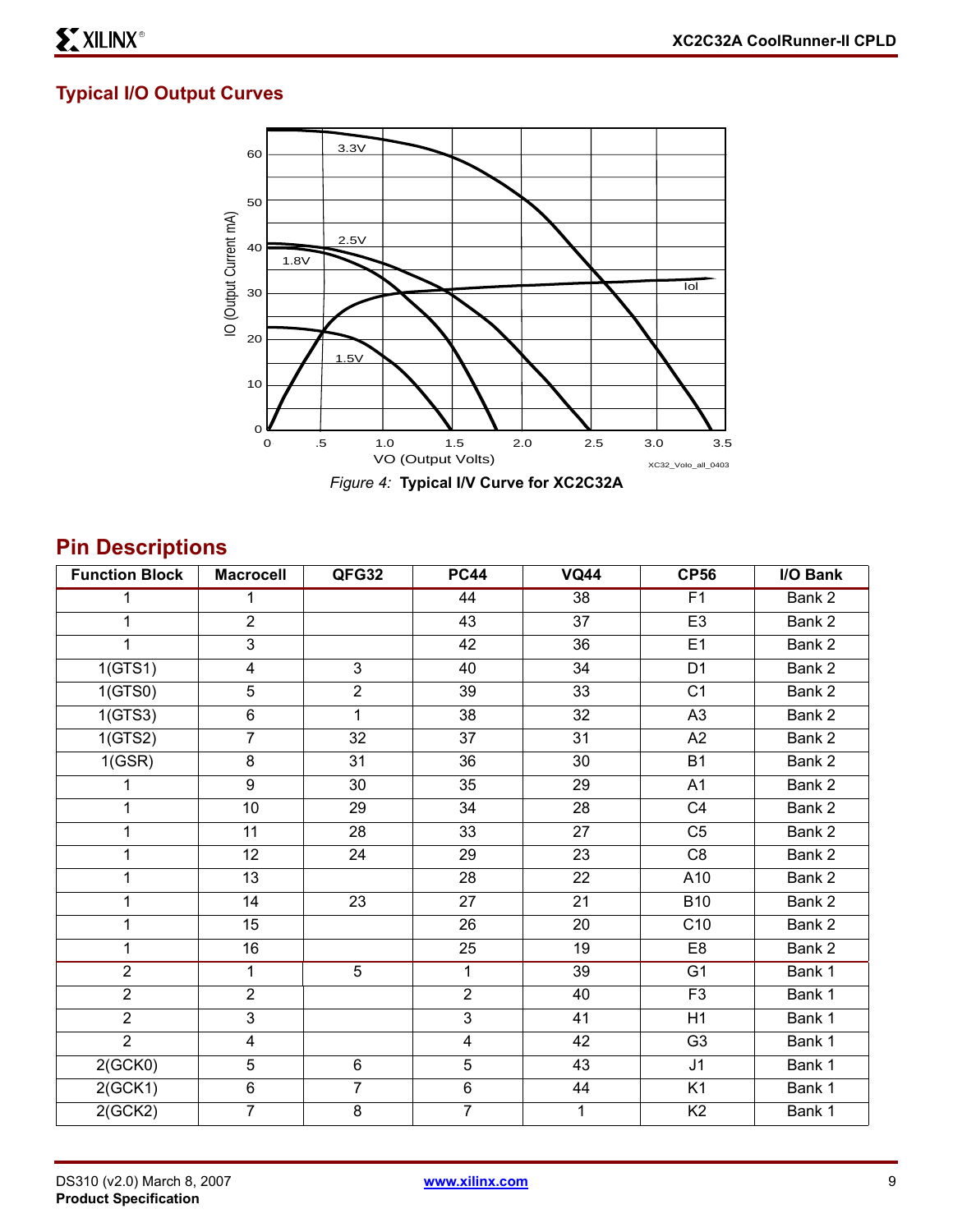## Typical I/O Output Curves

*Figure 4:* **Typical I/V Curve for XC2C32A**

## Pin Descriptions

| Function Block | Macrocell | QFG32 | PC44 | VQ44 | CP56 | I/O Bank |
|---|---|---|---|---|---|---|
| 1 | 1 | | 44 | 38 | F1 | Bank 2 |
| 1 | 2 | | 43 | 37 | E3 | Bank 2 |
| 1 | 3 | | 42 | 36 | E1 | Bank 2 |
| 1(GTS1) | 4 | 3 | 40 | 34 | D1 | Bank 2 |
| 1(GTS0) | 5 | 2 | 39 | 33 | C1 | Bank 2 |
| 1(GTS3) | 6 | 1 | 38 | 32 | A3 | Bank 2 |
| 1(GTS2) | 7 | 32 | 37 | 31 | A2 | Bank 2 |
| 1(GSR) | 8 | 31 | 36 | 30 | B1 | Bank 2 |
| 1 | 9 | 30 | 35 | 29 | A1 | Bank 2 |
| 1 | 10 | 29 | 34 | 28 | C4 | Bank 2 |
| 1 | 11 | 28 | 33 | 27 | C5 | Bank 2 |
| 1 | 12 | 24 | 29 | 23 | C8 | Bank 2 |
| 1 | 13 | | 28 | 22 | A10 | Bank 2 |
| 1 | 14 | 23 | 27 | 21 | B10 | Bank 2 |
| 1 | 15 | | 26 | 20 | C10 | Bank 2 |
| 1 | 16 | | 25 | 19 | E8 | Bank 2 |
| 2 | 1 | 5 | 1 | 39 | G1 | Bank 1 |
| 2 | 2 | | 2 | 40 | F3 | Bank 1 |
| 2 | 3 | | 3 | 41 | H1 | Bank 1 |
| 2 | 4 | | 4 | 42 | G3 | Bank 1 |
| 2(GCK0) | 5 | 6 | 5 | 43 | J1 | Bank 1 |
| 2(GCK1) | 6 | 7 | 6 | 44 | K1 | Bank 1 |
| 2(GCK2) | 7 | 8 | 7 | 1 | K2 | Bank 1 |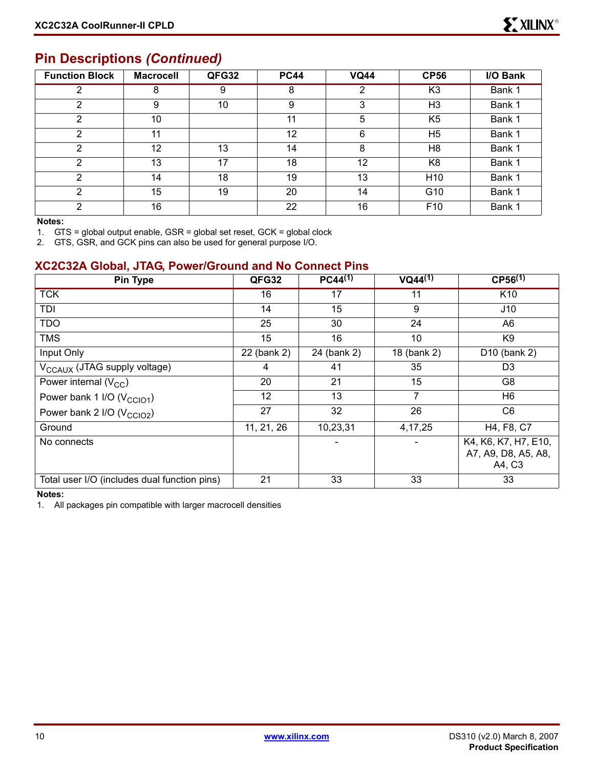## Pin Descriptions *(Continued)*

| Function Block | Macrocell | QFG32 | PC44 | VQ44 | CP56 | I/O Bank |
|---|---|---|---|---|---|---|
| 2 | 8 | 9 | 8 | 2 | K3 | Bank 1 |
| 2 | 9 | 10 | 9 | 3 | H3 | Bank 1 |
| 2 | 10 | | 11 | 5 | K5 | Bank 1 |
| 2 | 11 | | 12 | 6 | H5 | Bank 1 |
| 2 | 12 | 13 | 14 | 8 | H8 | Bank 1 |
| 2 | 13 | 17 | 18 | 12 | K8 | Bank 1 |
| 2 | 14 | 18 | 19 | 13 | H10 | Bank 1 |
| 2 | 15 | 19 | 20 | 14 | G10 | Bank 1 |
| 2 | 16 | | 22 | 16 | F10 | Bank 1 |

**Notes:**

1. GTS = global output enable, GSR = global set reset, GCK = global clock
2. GTS, GSR, and GCK pins can also be used for general purpose I/O.

### XC2C32A Global, JTAG, Power/Ground and No Connect Pins

| Pin Type | QFG32 | PC44[1] | VQ44[1] | CP56[1] |
|---|---|---|---|---|
| TCK | 16 | 17 | 11 | K10 |
| TDI | 14 | 15 | 9 | J10 |
| TDO | 25 | 30 | 24 | A6 |
| TMS | 15 | 16 | 10 | K9 |
| Input Only | 22 (bank 2) | 24 (bank 2) | 18 (bank 2) | D10 (bank 2) |
| $V_{CCAUX}$ (JTAG supply voltage) | 4 | 41 | 35 | D3 |
| Power internal ($V_{CC}$) | 20 | 21 | 15 | G8 |
| Power bank 1 I/O ($V_{CCIO1}$) | 12 | 13 | 7 | H6 |
| Power bank 2 I/O ($V_{CCIO2}$) | 27 | 32 | 26 | C6 |
| Ground | 11, 21, 26 | 10,23,31 | 4,17,25 | H4, F8, C7 |
| No connects | | - | - | K4, K6, K7, H7, E10, A7, A9, D8, A5, A8, A4, C3 |
| Total user I/O (includes dual function pins) | 21 | 33 | 33 | 33 |

**Notes:**

1. All packages pin compatible with larger macrocell densities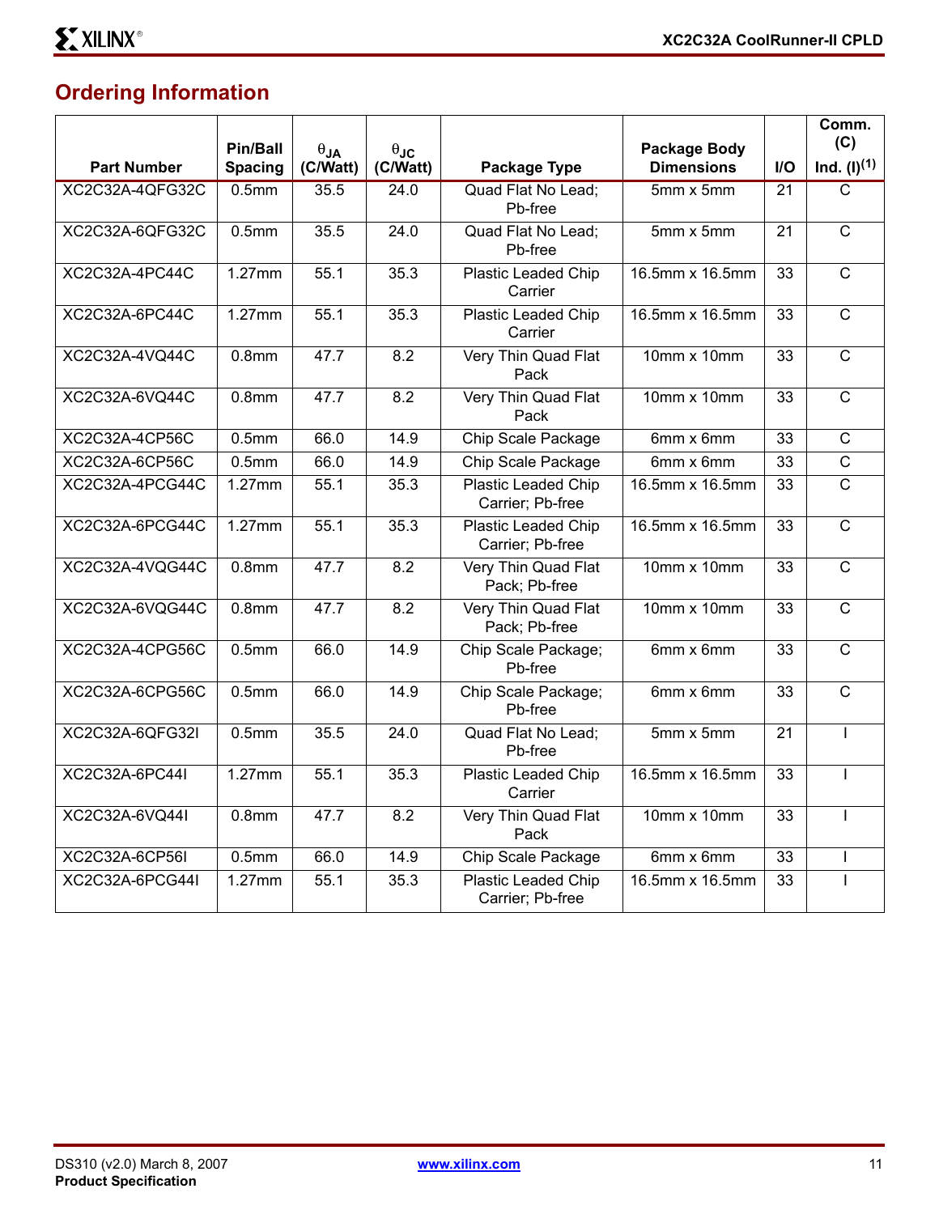## Ordering Information

| Part Number | Pin/Ball Spacing | $\theta_{JA}$ (C/Watt) | $\theta_{JC}$ (C/Watt) | Package Type | Package Body Dimensions | I/O | Comm. (C) Ind. (I)[1] |
|---|---|---|---|---|---|---|---|
| XC2C32A-4QFG32C | 0.5mm | 35.5 | 24.0 | Quad Flat No Lead; Pb-free | 5mm x 5mm | 21 | C |
| XC2C32A-6QFG32C | 0.5mm | 35.5 | 24.0 | Quad Flat No Lead; Pb-free | 5mm x 5mm | 21 | C |
| XC2C32A-4PC44C | 1.27mm | 55.1 | 35.3 | Plastic Leaded Chip Carrier | 16.5mm x 16.5mm | 33 | C |
| XC2C32A-6PC44C | 1.27mm | 55.1 | 35.3 | Plastic Leaded Chip Carrier | 16.5mm x 16.5mm | 33 | C |
| XC2C32A-4VQ44C | 0.8mm | 47.7 | 8.2 | Very Thin Quad Flat Pack | 10mm x 10mm | 33 | C |
| XC2C32A-6VQ44C | 0.8mm | 47.7 | 8.2 | Very Thin Quad Flat Pack | 10mm x 10mm | 33 | C |
| XC2C32A-4CP56C | 0.5mm | 66.0 | 14.9 | Chip Scale Package | 6mm x 6mm | 33 | C |
| XC2C32A-6CP56C | 0.5mm | 66.0 | 14.9 | Chip Scale Package | 6mm x 6mm | 33 | C |
| XC2C32A-4PCG44C | 1.27mm | 55.1 | 35.3 | Plastic Leaded Chip Carrier; Pb-free | 16.5mm x 16.5mm | 33 | C |
| XC2C32A-6PCG44C | 1.27mm | 55.1 | 35.3 | Plastic Leaded Chip Carrier; Pb-free | 16.5mm x 16.5mm | 33 | C |
| XC2C32A-4VQG44C | 0.8mm | 47.7 | 8.2 | Very Thin Quad Flat Pack; Pb-free | 10mm x 10mm | 33 | C |
| XC2C32A-6VQG44C | 0.8mm | 47.7 | 8.2 | Very Thin Quad Flat Pack; Pb-free | 10mm x 10mm | 33 | C |
| XC2C32A-4CPG56C | 0.5mm | 66.0 | 14.9 | Chip Scale Package; Pb-free | 6mm x 6mm | 33 | C |
| XC2C32A-6CPG56C | 0.5mm | 66.0 | 14.9 | Chip Scale Package; Pb-free | 6mm x 6mm | 33 | C |
| XC2C32A-6QFG32I | 0.5mm | 35.5 | 24.0 | Quad Flat No Lead; Pb-free | 5mm x 5mm | 21 | I |
| XC2C32A-6PC44I | 1.27mm | 55.1 | 35.3 | Plastic Leaded Chip Carrier | 16.5mm x 16.5mm | 33 | I |
| XC2C32A-6VQ44I | 0.8mm | 47.7 | 8.2 | Very Thin Quad Flat Pack | 10mm x 10mm | 33 | I |
| XC2C32A-6CP56I | 0.5mm | 66.0 | 14.9 | Chip Scale Package | 6mm x 6mm | 33 | I |
| XC2C32A-6PCG44I | 1.27mm | 55.1 | 35.3 | Plastic Leaded Chip Carrier; Pb-free | 16.5mm x 16.5mm | 33 | I |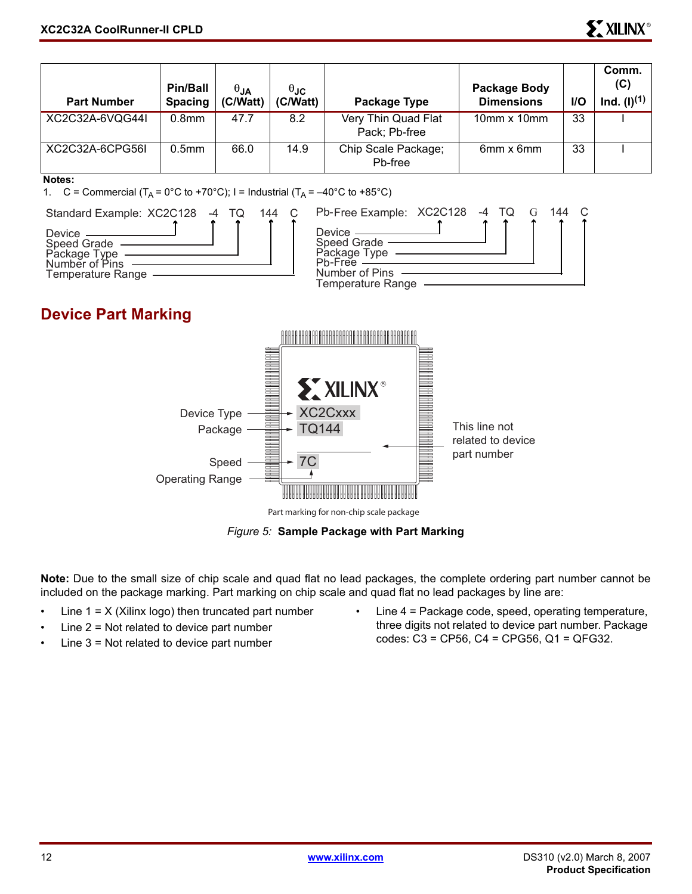| Part Number | Pin/Ball Spacing | $\theta_{JA}$ (C/Watt) | $\theta_{JC}$ (C/Watt) | Package Type | Package Body Dimensions | I/O | Comm. (C) Ind. (I)[1] |
|---|---|---|---|---|---|---|---|
| XC2C32A-6VQG44I | 0.8mm | 47.7 | 8.2 | Very Thin Quad Flat Pack; Pb-free | 10mm x 10mm | 33 | I |
| XC2C32A-6CPG56I | 0.5mm | 66.0 | 14.9 | Chip Scale Package; Pb-free | 6mm x 6mm | 33 | I |

**Notes:**

1. C = Commercial ($T_A$ = 0°C to +70°C); I = Industrial ($T_A$ = –40°C to +85°C)

Standard Example: XC2C128 -4 TQ 144 C

- Device
- Speed Grade
- Package Type
- Number of Pins
- Temperature Range

Pb-Free Example: XC2C128 -4 TQ G 144 C

- Device
- Speed Grade
- Package Type
- Pb-Free
- Number of Pins
- Temperature Range

## Device Part Marking

XILINX® XC2Cxxx TQ144 7C

Device Type, Package, Speed, Operating Range. This line not related to device part number.

Part marking for non-chip scale package

*Figure 5:* **Sample Package with Part Marking**

**Note:** Due to the small size of chip scale and quad flat no lead packages, the complete ordering part number cannot be included on the package marking. Part marking on chip scale and quad flat no lead packages by line are:

- Line 1 = X (Xilinx logo) then truncated part number
- Line 2 = Not related to device part number
- Line 3 = Not related to device part number
- Line 4 = Package code, speed, operating temperature, three digits not related to device part number. Package codes: C3 = CP56, C4 = CPG56, Q1 = QFG32.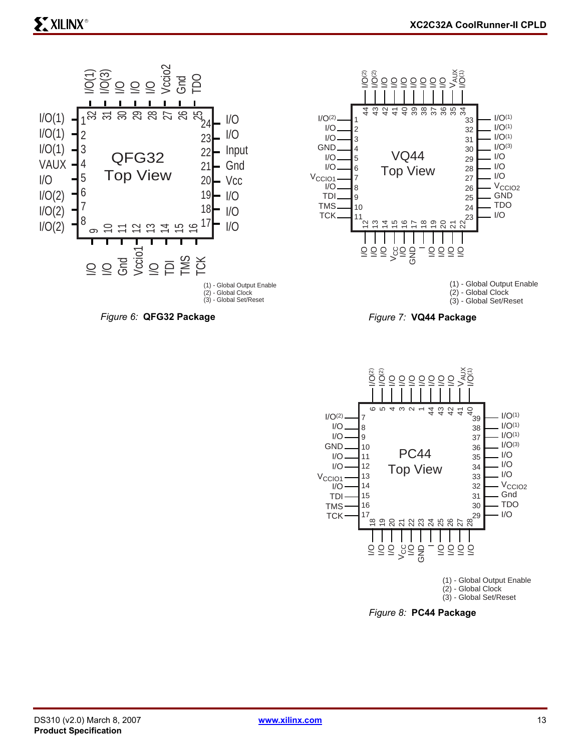(1) - Global Output Enable
(2) - Global Clock
(3) - Global Set/Reset

*Figure 6:* **QFG32 Package**

(1) - Global Output Enable
(2) - Global Clock
(3) - Global Set/Reset

*Figure 7:* **VQ44 Package**

(1) - Global Output Enable
(2) - Global Clock
(3) - Global Set/Reset

*Figure 8:* **PC44 Package**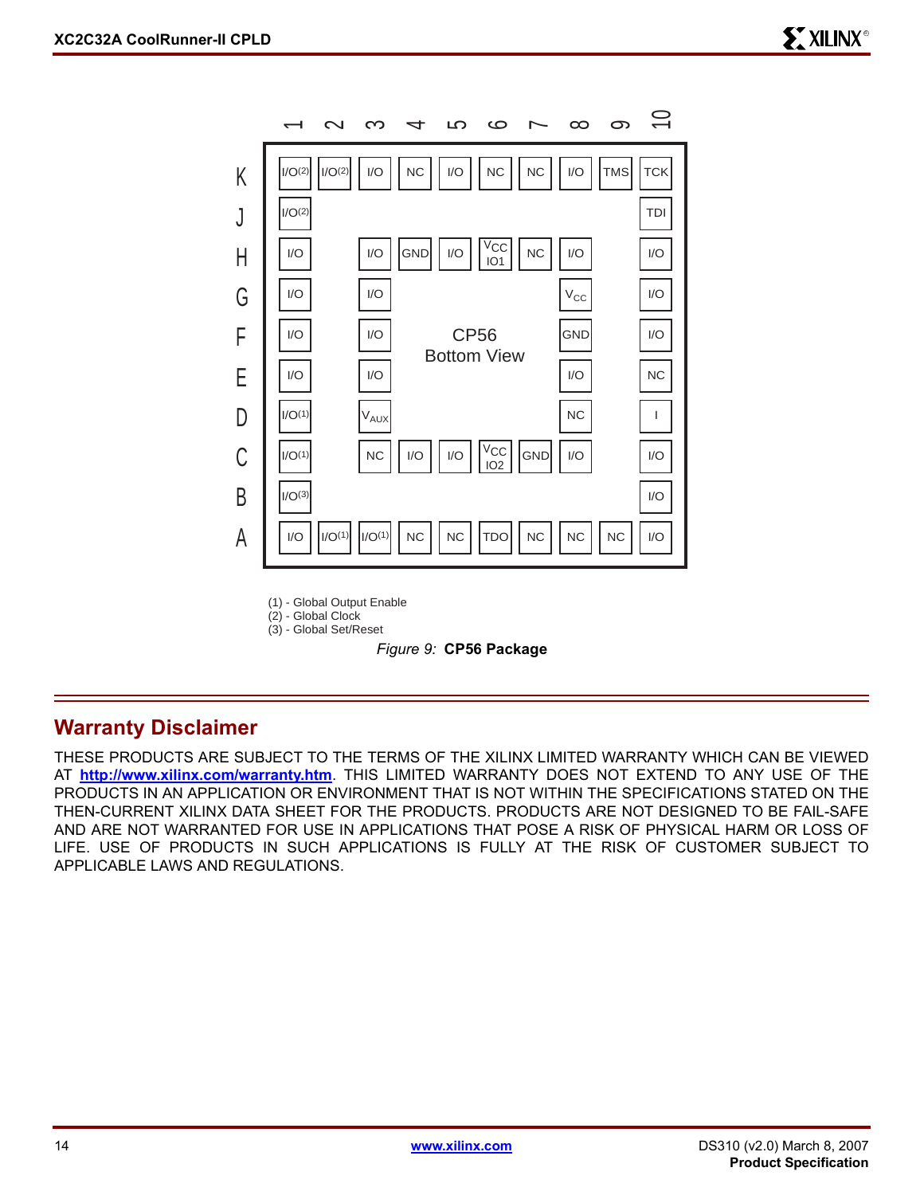| | 1 | 2 | 3 | 4 | 5 | 6 | 7 | 8 | 9 | 10 |
|---|---|---|---|---|---|---|---|---|---|---|
| **K** | I/O(2) | I/O(2) | I/O | NC | I/O | NC | NC | I/O | TMS | TCK |
| **J** | I/O(2) | | | | | | | | | TDI |
| **H** | I/O | | I/O | GND | I/O | $V_{CC}$ IO1 | NC | I/O | | I/O |
| **G** | I/O | | I/O | | | | | $V_{CC}$ | | I/O |
| **F** | I/O | | I/O | | | | | GND | | I/O |
| **E** | I/O | | I/O | | | | | I/O | | NC |
| **D** | I/O(1) | | $V_{AUX}$ | | | | | NC | | I |
| **C** | I/O(1) | | NC | I/O | I/O | $V_{CC}$ IO2 | GND | I/O | | I/O |
| **B** | I/O(3) | | | | | | | | | I/O |
| **A** | I/O | I/O(1) | I/O(1) | NC | NC | TDO | NC | NC | NC | I/O |

CP56 Bottom View

(1) - Global Output Enable
(2) - Global Clock
(3) - Global Set/Reset

*Figure 9:* **CP56 Package**

## Warranty Disclaimer

THESE PRODUCTS ARE SUBJECT TO THE TERMS OF THE XILINX LIMITED WARRANTY WHICH CAN BE VIEWED AT **http://www.xilinx.com/warranty.htm**. THIS LIMITED WARRANTY DOES NOT EXTEND TO ANY USE OF THE PRODUCTS IN AN APPLICATION OR ENVIRONMENT THAT IS NOT WITHIN THE SPECIFICATIONS STATED ON THE THEN-CURRENT XILINX DATA SHEET FOR THE PRODUCTS. PRODUCTS ARE NOT DESIGNED TO BE FAIL-SAFE AND ARE NOT WARRANTED FOR USE IN APPLICATIONS THAT POSE A RISK OF PHYSICAL HARM OR LOSS OF LIFE. USE OF PRODUCTS IN SUCH APPLICATIONS IS FULLY AT THE RISK OF CUSTOMER SUBJECT TO APPLICABLE LAWS AND REGULATIONS.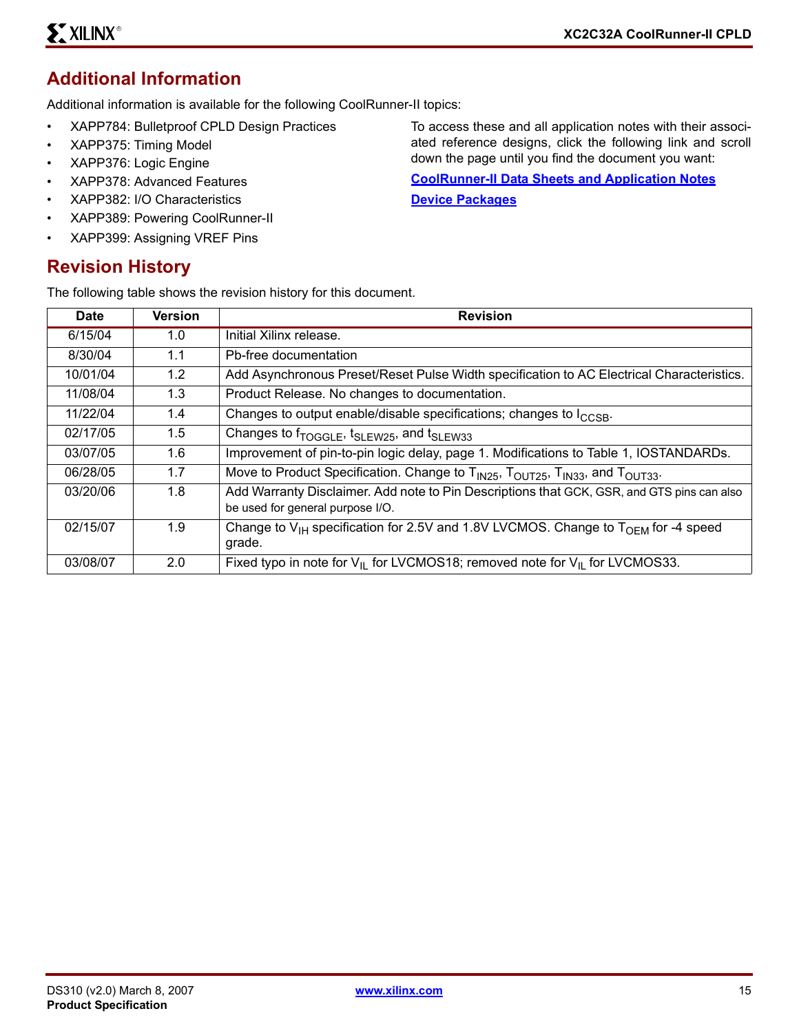## Additional Information

Additional information is available for the following CoolRunner-II topics:

- XAPP784: Bulletproof CPLD Design Practices
- XAPP375: Timing Model
- XAPP376: Logic Engine
- XAPP378: Advanced Features
- XAPP382: I/O Characteristics
- XAPP389: Powering CoolRunner-II
- XAPP399: Assigning VREF Pins

To access these and all application notes with their associated reference designs, click the following link and scroll down the page until you find the document you want:

**CoolRunner-II Data Sheets and Application Notes**

**Device Packages**

## Revision History

The following table shows the revision history for this document.

| Date | Version | Revision |
|---|---|---|
| 6/15/04 | 1.0 | Initial Xilinx release. |
| 8/30/04 | 1.1 | Pb-free documentation |
| 10/01/04 | 1.2 | Add Asynchronous Preset/Reset Pulse Width specification to AC Electrical Characteristics. |
| 11/08/04 | 1.3 | Product Release. No changes to documentation. |
| 11/22/04 | 1.4 | Changes to output enable/disable specifications; changes to $I_{CCSB}$. |
| 02/17/05 | 1.5 | Changes to $f_{TOGGLE}$, $t_{SLEW25}$, and $t_{SLEW33}$ |
| 03/07/05 | 1.6 | Improvement of pin-to-pin logic delay, page 1. Modifications to Table 1, IOSTANDARDs. |
| 06/28/05 | 1.7 | Move to Product Specification. Change to $T_{IN25}$, $T_{OUT25}$, $T_{IN33}$, and $T_{OUT33}$. |
| 03/20/06 | 1.8 | Add Warranty Disclaimer. Add note to Pin Descriptions that GCK, GSR, and GTS pins can also be used for general purpose I/O. |
| 02/15/07 | 1.9 | Change to $V_{IH}$ specification for 2.5V and 1.8V LVCMOS. Change to $T_{OEM}$ for -4 speed grade. |
| 03/08/07 | 2.0 | Fixed typo in note for $V_{IL}$ for LVCMOS18; removed note for $V_{IL}$ for LVCMOS33. |